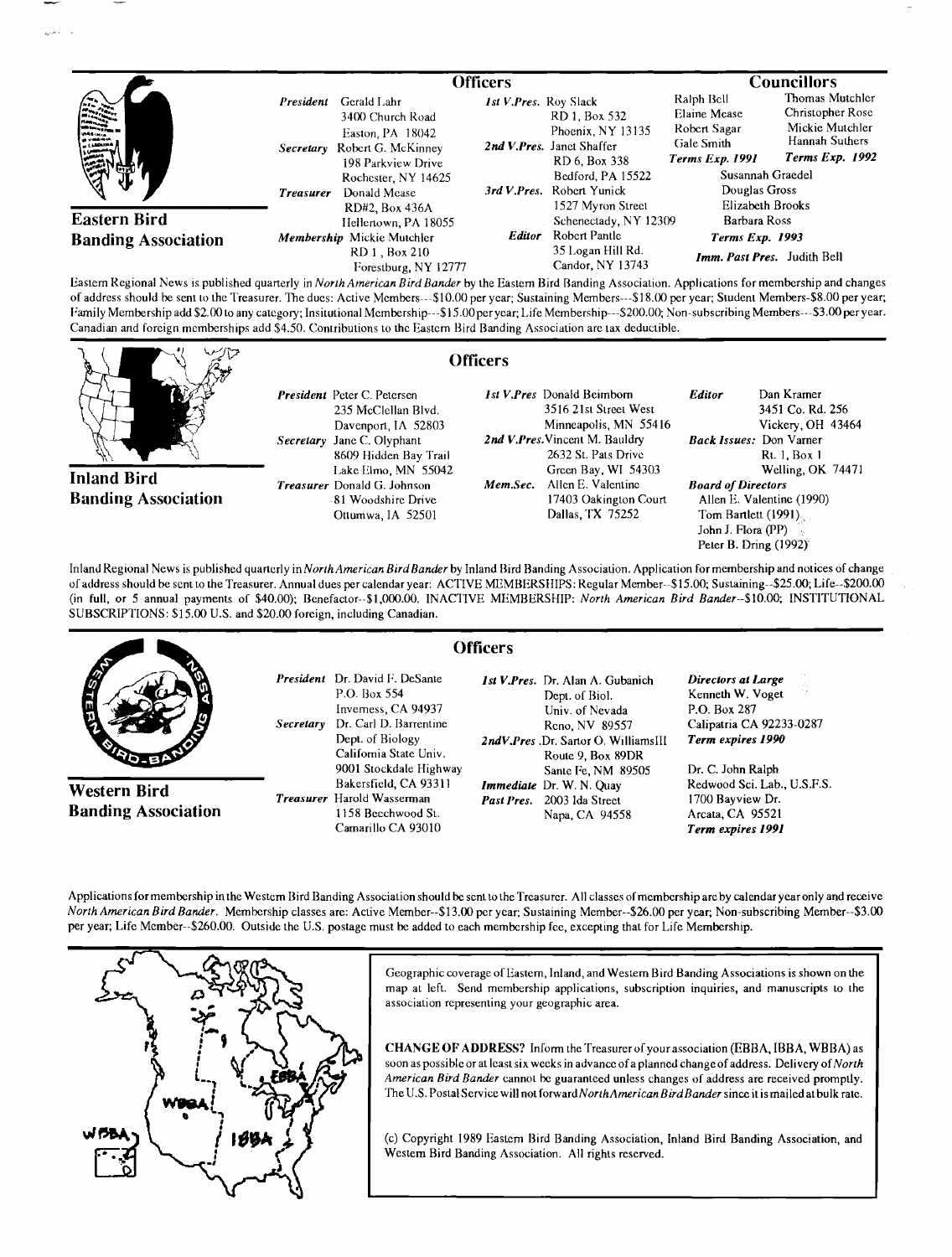## Eastern Bird Banding Association

### Officers

*President* Gerald Lahr
3400 Church Road
Easton, PA 18042

*Secretary* Robert G. McKinney
198 Parkview Drive
Rochester, NY 14625

*Treasurer* Donald Mease
RD#2, Box 436A
Hellertown, PA 18055

*Membership* Mickie Mutchler
RD 1, Box 210
Forestburg, NY 12777

*1st V.Pres.* Roy Slack
RD 1, Box 532
Phoenix, NY 13135

*2nd V.Pres.* Janet Shaffer
RD 6, Box 338
Bedford, PA 15522

*3rd V.Pres.* Robert Yunick
1527 Myron Street
Schenectady, NY 12309

*Editor* Robert Pantle
35 Logan Hill Rd.
Candor, NY 13743

### Councillors

Ralph Bell
Elaine Mease
Robert Sagar
Gale Smith
***Terms Exp. 1991***

Thomas Mutchler
Christopher Rose
Mickie Mutchler
Hannah Suthers
***Terms Exp. 1992***

Susannah Graedel
Douglas Gross
Elizabeth Brooks
Barbara Ross
***Terms Exp. 1993***

***Imm. Past Pres.*** Judith Bell

Eastern Regional News is published quarterly in *North American Bird Bander* by the Eastern Bird Banding Association. Applications for membership and changes of address should be sent to the Treasurer. The dues: Active Members---$10.00 per year; Sustaining Members---$18.00 per year; Student Members-$8.00 per year; Family Membership add $2.00 to any category; Insitutional Membership---$15.00 per year; Life Membership---$200.00; Non-subscribing Members---$3.00 per year. Canadian and foreign memberships add $4.50. Contributions to the Eastern Bird Banding Association are tax deductible.

## Inland Bird Banding Association

### Officers

*President* Peter C. Petersen
235 McClellan Blvd.
Davenport, IA 52803

*Secretary* Jane C. Olyphant
8609 Hidden Bay Trail
Lake Elmo, MN 55042

*Treasurer* Donald G. Johnson
81 Woodshire Drive
Ottumwa, IA 52501

*1st V.Pres* Donald Beimborn
3516 21st Street West
Minneapolis, MN 55416

*2nd V.Pres.* Vincent M. Bauldry
2632 St. Pats Drive
Green Bay, WI 54303

*Mem.Sec.* Allen E. Valentine
17403 Oakington Court
Dallas, TX 75252

*Editor* Dan Kramer
3451 Co. Rd. 256
Vickery, OH 43464

*Back Issues:* Don Varner
Rt. 1, Box 1
Welling, OK 74471

*Board of Directors*
Allen E. Valentine (1990)
Tom Bartlett (1991)
John J. Flora (PP)
Peter B. Dring (1992)

Inland Regional News is published quarterly in *North American Bird Bander* by Inland Bird Banding Association. Application for membership and notices of change of address should be sent to the Treasurer. Annual dues per calendar year: ACTIVE MEMBERSHIPS: Regular Member--$15.00; Sustaining--$25.00; Life--$200.00 (in full, or 5 annual payments of $40.00); Benefactor--$1,000.00. INACTIVE MEMBERSHIP: *North American Bird Bander*--$10.00; INSTITUTIONAL SUBSCRIPTIONS: $15.00 U.S. and $20.00 foreign, including Canadian.

## Western Bird Banding Association

### Officers

*President* Dr. David F. DeSante
P.O. Box 554
Inverness, CA 94937

*Secretary* Dr. Carl D. Barrentine
Dept. of Biology
California State Univ.
9001 Stockdale Highway
Bakersfield, CA 93311

*Treasurer* Harold Wasserman
1158 Beechwood St.
Camarillo CA 93010

*1st V.Pres.* Dr. Alan A. Gubanich
Dept. of Biol.
Univ. of Nevada
Reno, NV 89557

*2nd V.Pres* .Dr. Sartor O. Williams III
Route 9, Box 89DR
Sante Fe, NM 89505

*Immediate Past Pres.* Dr. W. N. Quay
2003 Ida Street
Napa, CA 94558

*Directors at Large*
Kenneth W. Voget
P.O. Box 287
Calipatria CA 92233-0287
***Term expires 1990***

Dr. C. John Ralph
Redwood Sci. Lab., U.S.F.S.
1700 Bayview Dr.
Arcata, CA 95521
***Term expires 1991***

Applications for membership in the Western Bird Banding Association should be sent to the Treasurer. All classes of membership are by calendar year only and receive *North American Bird Bander*. Membership classes are: Active Member--$13.00 per year; Sustaining Member--$26.00 per year; Non-subscribing Member--$3.00 per year; Life Member--$260.00. Outside the U.S. postage must be added to each membership fee, excepting that for Life Membership.

Geographic coverage of Eastern, Inland, and Western Bird Banding Associations is shown on the map at left. Send membership applications, subscription inquiries, and manuscripts to the association representing your geographic area.

**CHANGE OF ADDRESS?** Inform the Treasurer of your association (EBBA, IBBA, WBBA) as soon as possible or at least six weeks in advance of a planned change of address. Delivery of *North American Bird Bander* cannot be guaranteed unless changes of address are received promptly. The U.S. Postal Service will not forward *North American Bird Bander* since it is mailed at bulk rate.

(c) Copyright 1989 Eastern Bird Banding Association, Inland Bird Banding Association, and Western Bird Banding Association. All rights reserved.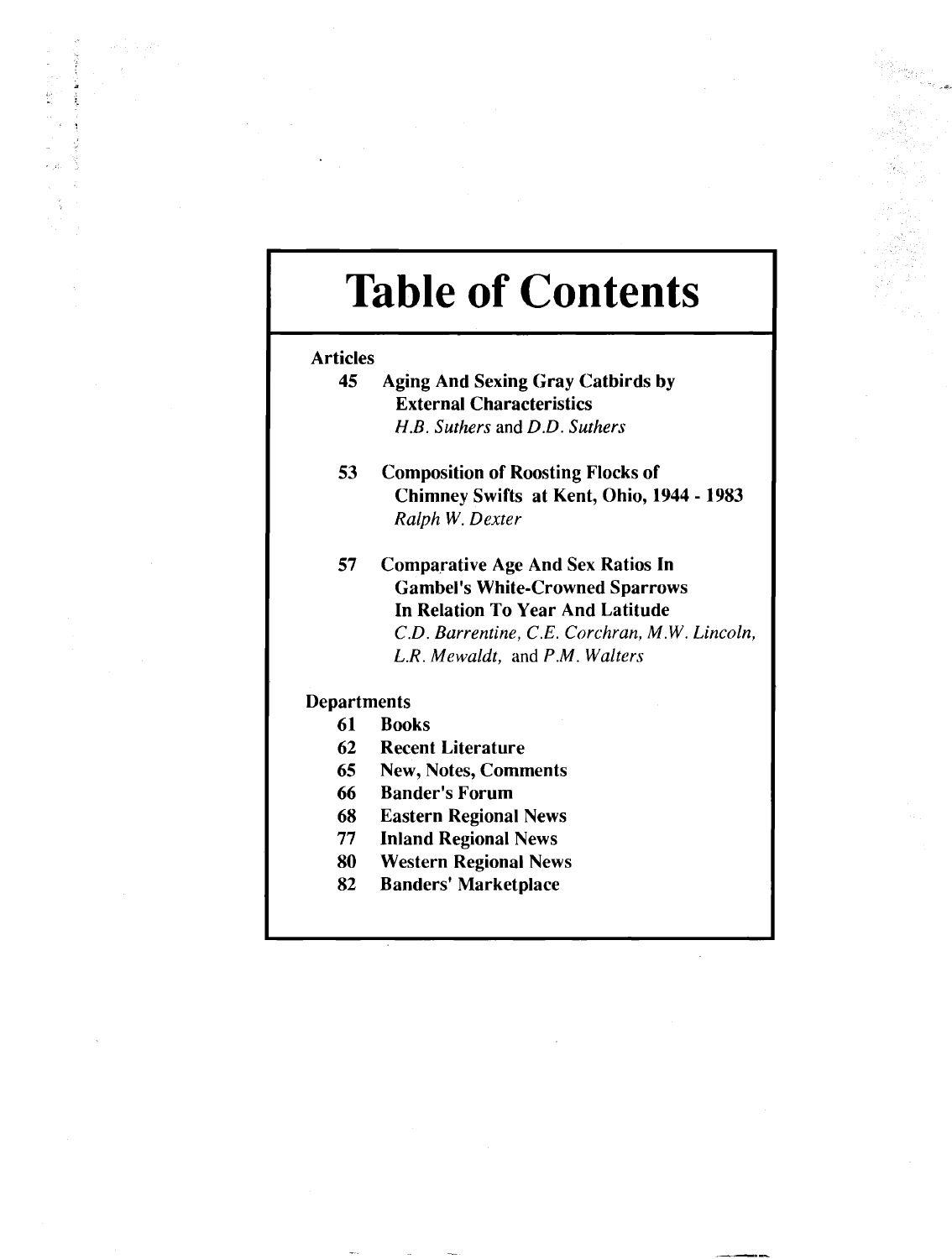# Table of Contents

## Articles

**45** **Aging And Sexing Gray Catbirds by External Characteristics**
*H.B. Suthers* and *D.D. Suthers*

**53** **Composition of Roosting Flocks of Chimney Swifts at Kent, Ohio, 1944 - 1983**
*Ralph W. Dexter*

**57** **Comparative Age And Sex Ratios In Gambel's White-Crowned Sparrows In Relation To Year And Latitude**
*C.D. Barrentine, C.E. Corchran, M.W. Lincoln, L.R. Mewaldt,* and *P.M. Walters*

## Departments

- **61** **Books**
- **62** **Recent Literature**
- **65** **New, Notes, Comments**
- **66** **Bander's Forum**
- **68** **Eastern Regional News**
- **77** **Inland Regional News**
- **80** **Western Regional News**
- **82** **Banders' Marketplace**